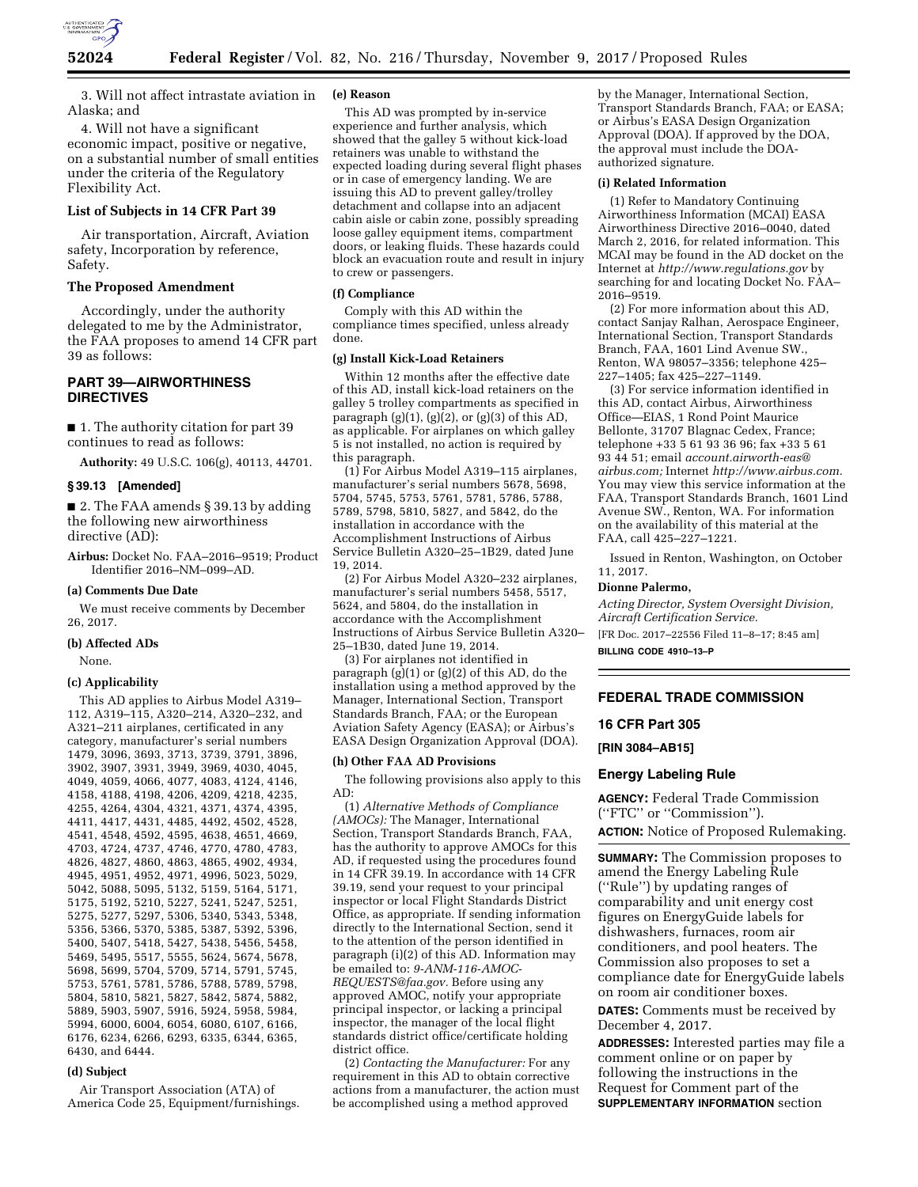3. Will not affect intrastate aviation in Alaska; and

4. Will not have a significant economic impact, positive or negative, on a substantial number of small entities under the criteria of the Regulatory Flexibility Act.

### List of Subjects in 14 CFR Part 39

Air transportation, Aircraft, Aviation safety, Incorporation by reference, Safety.

### The Proposed Amendment

Accordingly, under the authority delegated to me by the Administrator, the FAA proposes to amend 14 CFR part 39 as follows:

## PART 39—AIRWORTHINESS DIRECTIVES

■ 1. The authority citation for part 39 continues to read as follows:

**Authority:** 49 U.S.C. 106(g), 40113, 44701.

### § 39.13 [Amended]

■ 2. The FAA amends § 39.13 by adding the following new airworthiness directive (AD):

**Airbus:** Docket No. FAA–2016–9519; Product Identifier 2016–NM–099–AD.

#### (a) Comments Due Date

We must receive comments by December 26, 2017.

#### (b) Affected ADs

None.

#### (c) Applicability

This AD applies to Airbus Model A319–112, A319–115, A320–214, A320–232, and A321–211 airplanes, certificated in any category, manufacturer's serial numbers 1479, 3096, 3693, 3713, 3739, 3791, 3896, 3902, 3907, 3931, 3949, 3969, 4030, 4045, 4049, 4059, 4066, 4077, 4083, 4124, 4146, 4158, 4188, 4198, 4206, 4209, 4218, 4235, 4255, 4264, 4304, 4321, 4371, 4374, 4395, 4411, 4417, 4431, 4485, 4492, 4502, 4528, 4541, 4548, 4592, 4595, 4638, 4651, 4669, 4703, 4724, 4737, 4746, 4770, 4780, 4783, 4826, 4827, 4860, 4863, 4865, 4902, 4934, 4945, 4951, 4952, 4971, 4996, 5023, 5029, 5042, 5088, 5095, 5132, 5159, 5164, 5171, 5175, 5192, 5210, 5227, 5241, 5247, 5251, 5275, 5277, 5297, 5306, 5340, 5343, 5348, 5356, 5366, 5370, 5385, 5387, 5392, 5396, 5400, 5407, 5418, 5427, 5438, 5456, 5458, 5469, 5495, 5517, 5555, 5624, 5674, 5678, 5698, 5699, 5704, 5709, 5714, 5791, 5745, 5753, 5761, 5781, 5786, 5788, 5789, 5798, 5804, 5810, 5821, 5827, 5842, 5874, 5882, 5889, 5903, 5907, 5916, 5924, 5958, 5984, 5994, 6000, 6004, 6054, 6080, 6107, 6166, 6176, 6234, 6266, 6293, 6335, 6344, 6365, 6430, and 6444.

#### (d) Subject

Air Transport Association (ATA) of America Code 25, Equipment/furnishings.

#### (e) Reason

This AD was prompted by in-service experience and further analysis, which showed that the galley 5 without kick-load retainers was unable to withstand the expected loading during several flight phases or in case of emergency landing. We are issuing this AD to prevent galley/trolley detachment and collapse into an adjacent cabin aisle or cabin zone, possibly spreading loose galley equipment items, compartment doors, or leaking fluids. These hazards could block an evacuation route and result in injury to crew or passengers.

#### (f) Compliance

Comply with this AD within the compliance times specified, unless already done.

#### (g) Install Kick-Load Retainers

Within 12 months after the effective date of this AD, install kick-load retainers on the galley 5 trolley compartments as specified in paragraph (g)(1), (g)(2), or (g)(3) of this AD, as applicable. For airplanes on which galley 5 is not installed, no action is required by this paragraph.

(1) For Airbus Model A319–115 airplanes, manufacturer's serial numbers 5678, 5698, 5704, 5745, 5753, 5761, 5781, 5786, 5788, 5789, 5798, 5810, 5827, and 5842, do the installation in accordance with the Accomplishment Instructions of Airbus Service Bulletin A320–25–1B29, dated June 19, 2014.

(2) For Airbus Model A320–232 airplanes, manufacturer's serial numbers 5458, 5517, 5624, and 5804, do the installation in accordance with the Accomplishment Instructions of Airbus Service Bulletin A320–25–1B30, dated June 19, 2014.

(3) For airplanes not identified in paragraph (g)(1) or (g)(2) of this AD, do the installation using a method approved by the Manager, International Section, Transport Standards Branch, FAA; or the European Aviation Safety Agency (EASA); or Airbus's EASA Design Organization Approval (DOA).

#### (h) Other FAA AD Provisions

The following provisions also apply to this AD:

(1) *Alternative Methods of Compliance (AMOCs):* The Manager, International Section, Transport Standards Branch, FAA, has the authority to approve AMOCs for this AD, if requested using the procedures found in 14 CFR 39.19. In accordance with 14 CFR 39.19, send your request to your principal inspector or local Flight Standards District Office, as appropriate. If sending information directly to the International Section, send it to the attention of the person identified in paragraph (i)(2) of this AD. Information may be emailed to: *9-ANM-116-AMOC-REQUESTS@faa.gov*. Before using any approved AMOC, notify your appropriate principal inspector, or lacking a principal inspector, the manager of the local flight standards district office/certificate holding district office.

(2) *Contacting the Manufacturer:* For any requirement in this AD to obtain corrective actions from a manufacturer, the action must be accomplished using a method approved by the Manager, International Section, Transport Standards Branch, FAA; or EASA; or Airbus's EASA Design Organization Approval (DOA). If approved by the DOA, the approval must include the DOA-authorized signature.

#### (i) Related Information

(1) Refer to Mandatory Continuing Airworthiness Information (MCAI) EASA Airworthiness Directive 2016–0040, dated March 2, 2016, for related information. This MCAI may be found in the AD docket on the Internet at *http://www.regulations.gov* by searching for and locating Docket No. FAA–2016–9519.

(2) For more information about this AD, contact Sanjay Ralhan, Aerospace Engineer, International Section, Transport Standards Branch, FAA, 1601 Lind Avenue SW., Renton, WA 98057–3356; telephone 425–227–1405; fax 425–227–1149.

(3) For service information identified in this AD, contact Airbus, Airworthiness Office—EIAS, 1 Rond Point Maurice Bellonte, 31707 Blagnac Cedex, France; telephone +33 5 61 93 36 96; fax +33 5 61 93 44 51; email *account.airworth-eas@airbus.com;* Internet *http://www.airbus.com.* You may view this service information at the FAA, Transport Standards Branch, 1601 Lind Avenue SW., Renton, WA. For information on the availability of this material at the FAA, call 425–227–1221.

Issued in Renton, Washington, on October 11, 2017.

**Dionne Palermo,**

*Acting Director, System Oversight Division, Aircraft Certification Service.*

[FR Doc. 2017–22556 Filed 11–8–17; 8:45 am]

**BILLING CODE 4910–13–P**

---

## FEDERAL TRADE COMMISSION

### 16 CFR Part 305

**[RIN 3084–AB15]**

### Energy Labeling Rule

**AGENCY:** Federal Trade Commission (''FTC'' or ''Commission'').

**ACTION:** Notice of Proposed Rulemaking.

**SUMMARY:** The Commission proposes to amend the Energy Labeling Rule (''Rule'') by updating ranges of comparability and unit energy cost figures on EnergyGuide labels for dishwashers, furnaces, room air conditioners, and pool heaters. The Commission also proposes to set a compliance date for EnergyGuide labels on room air conditioner boxes.

**DATES:** Comments must be received by December 4, 2017.

**ADDRESSES:** Interested parties may file a comment online or on paper by following the instructions in the Request for Comment part of the **SUPPLEMENTARY INFORMATION** section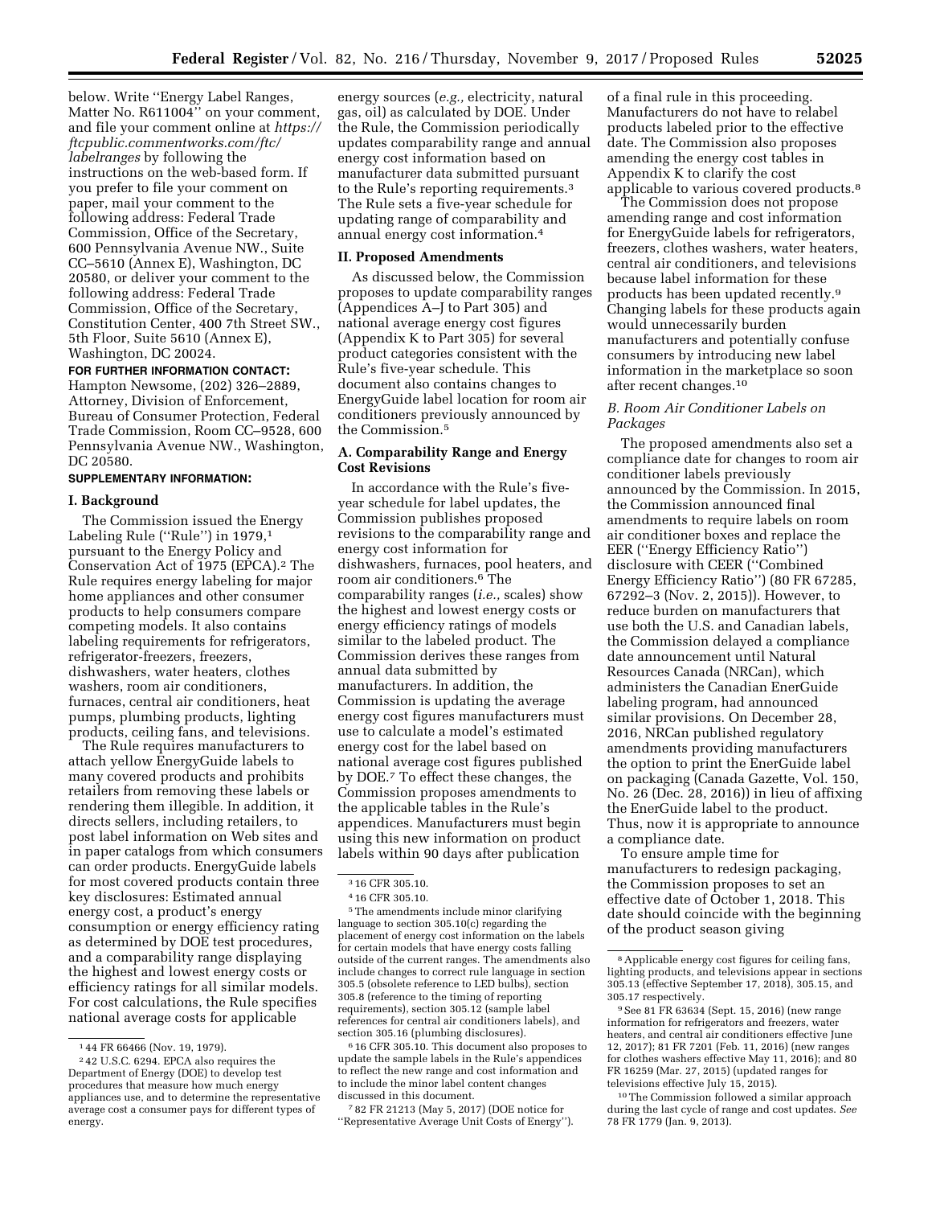below. Write ''Energy Label Ranges, Matter No. R611004'' on your comment, and file your comment online at *https://ftcpublic.commentworks.com/ftc/labelranges* by following the instructions on the web-based form. If you prefer to file your comment on paper, mail your comment to the following address: Federal Trade Commission, Office of the Secretary, 600 Pennsylvania Avenue NW., Suite CC–5610 (Annex E), Washington, DC 20580, or deliver your comment to the following address: Federal Trade Commission, Office of the Secretary, Constitution Center, 400 7th Street SW., 5th Floor, Suite 5610 (Annex E), Washington, DC 20024.

**FOR FURTHER INFORMATION CONTACT:** Hampton Newsome, (202) 326–2889, Attorney, Division of Enforcement, Bureau of Consumer Protection, Federal Trade Commission, Room CC–9528, 600 Pennsylvania Avenue NW., Washington, DC 20580.

**SUPPLEMENTARY INFORMATION:**

## I. Background

The Commission issued the Energy Labeling Rule (''Rule'') in 1979,[1] pursuant to the Energy Policy and Conservation Act of 1975 (EPCA).[2] The Rule requires energy labeling for major home appliances and other consumer products to help consumers compare competing models. It also contains labeling requirements for refrigerators, refrigerator-freezers, freezers, dishwashers, water heaters, clothes washers, room air conditioners, furnaces, central air conditioners, heat pumps, plumbing products, lighting products, ceiling fans, and televisions.

The Rule requires manufacturers to attach yellow EnergyGuide labels to many covered products and prohibits retailers from removing these labels or rendering them illegible. In addition, it directs sellers, including retailers, to post label information on Web sites and in paper catalogs from which consumers can order products. EnergyGuide labels for most covered products contain three key disclosures: Estimated annual energy cost, a product's energy consumption or energy efficiency rating as determined by DOE test procedures, and a comparability range displaying the highest and lowest energy costs or efficiency ratings for all similar models. For cost calculations, the Rule specifies national average costs for applicable energy sources (*e.g.,* electricity, natural gas, oil) as calculated by DOE. Under the Rule, the Commission periodically updates comparability range and annual energy cost information based on manufacturer data submitted pursuant to the Rule's reporting requirements.[3] The Rule sets a five-year schedule for updating range of comparability and annual energy cost information.[4]

## II. Proposed Amendments

As discussed below, the Commission proposes to update comparability ranges (Appendices A–J to Part 305) and national average energy cost figures (Appendix K to Part 305) for several product categories consistent with the Rule's five-year schedule. This document also contains changes to EnergyGuide label location for room air conditioners previously announced by the Commission.[5]

### A. Comparability Range and Energy Cost Revisions

In accordance with the Rule's five-year schedule for label updates, the Commission publishes proposed revisions to the comparability range and energy cost information for dishwashers, furnaces, pool heaters, and room air conditioners.[6] The comparability ranges (*i.e.,* scales) show the highest and lowest energy costs or energy efficiency ratings of models similar to the labeled product. The Commission derives these ranges from annual data submitted by manufacturers. In addition, the Commission is updating the average energy cost figures manufacturers must use to calculate a model's estimated energy cost for the label based on national average cost figures published by DOE.[7] To effect these changes, the Commission proposes amendments to the applicable tables in the Rule's appendices. Manufacturers must begin using this new information on product labels within 90 days after publication of a final rule in this proceeding. Manufacturers do not have to relabel products labeled prior to the effective date. The Commission also proposes amending the energy cost tables in Appendix K to clarify the cost applicable to various covered products.[8]

The Commission does not propose amending range and cost information for EnergyGuide labels for refrigerators, freezers, clothes washers, water heaters, central air conditioners, and televisions because label information for these products has been updated recently.[9] Changing labels for these products again would unnecessarily burden manufacturers and potentially confuse consumers by introducing new label information in the marketplace so soon after recent changes.[10]

### B. Room Air Conditioner Labels on Packages

The proposed amendments also set a compliance date for changes to room air conditioner labels previously announced by the Commission. In 2015, the Commission announced final amendments to require labels on room air conditioner boxes and replace the EER (''Energy Efficiency Ratio'') disclosure with CEER (''Combined Energy Efficiency Ratio'') (80 FR 67285, 67292–3 (Nov. 2, 2015)). However, to reduce burden on manufacturers that use both the U.S. and Canadian labels, the Commission delayed a compliance date announcement until Natural Resources Canada (NRCan), which administers the Canadian EnerGuide labeling program, had announced similar provisions. On December 28, 2016, NRCan published regulatory amendments providing manufacturers the option to print the EnerGuide label on packaging (Canada Gazette, Vol. 150, No. 26 (Dec. 28, 2016)) in lieu of affixing the EnerGuide label to the product. Thus, now it is appropriate to announce a compliance date.

To ensure ample time for manufacturers to redesign packaging, the Commission proposes to set an effective date of October 1, 2018. This date should coincide with the beginning of the product season giving

---

[1] 44 FR 66466 (Nov. 19, 1979).

[2] 42 U.S.C. 6294. EPCA also requires the Department of Energy (DOE) to develop test procedures that measure how much energy appliances use, and to determine the representative average cost a consumer pays for different types of energy.

[3] 16 CFR 305.10.

[4] 16 CFR 305.10.

[5] The amendments include minor clarifying language to section 305.10(c) regarding the placement of energy cost information on the labels for certain models that have energy costs falling outside of the current ranges. The amendments also include changes to correct rule language in section 305.5 (obsolete reference to LED bulbs), section 305.8 (reference to the timing of reporting requirements), section 305.12 (sample label references for central air conditioners labels), and section 305.16 (plumbing disclosures).

[6] 16 CFR 305.10. This document also proposes to update the sample labels in the Rule's appendices to reflect the new range and cost information and to include the minor label content changes discussed in this document.

[7] 82 FR 21213 (May 5, 2017) (DOE notice for ''Representative Average Unit Costs of Energy'').

[8] Applicable energy cost figures for ceiling fans, lighting products, and televisions appear in sections 305.13 (effective September 17, 2018), 305.15, and 305.17 respectively.

[9] See 81 FR 63634 (Sept. 15, 2016) (new range information for refrigerators and freezers, water heaters, and central air conditioners effective June 12, 2017); 81 FR 7201 (Feb. 11, 2016) (new ranges for clothes washers effective May 11, 2016); and 80 FR 16259 (Mar. 27, 2015) (updated ranges for televisions effective July 15, 2015).

[10] The Commission followed a similar approach during the last cycle of range and cost updates. *See* 78 FR 1779 (Jan. 9, 2013).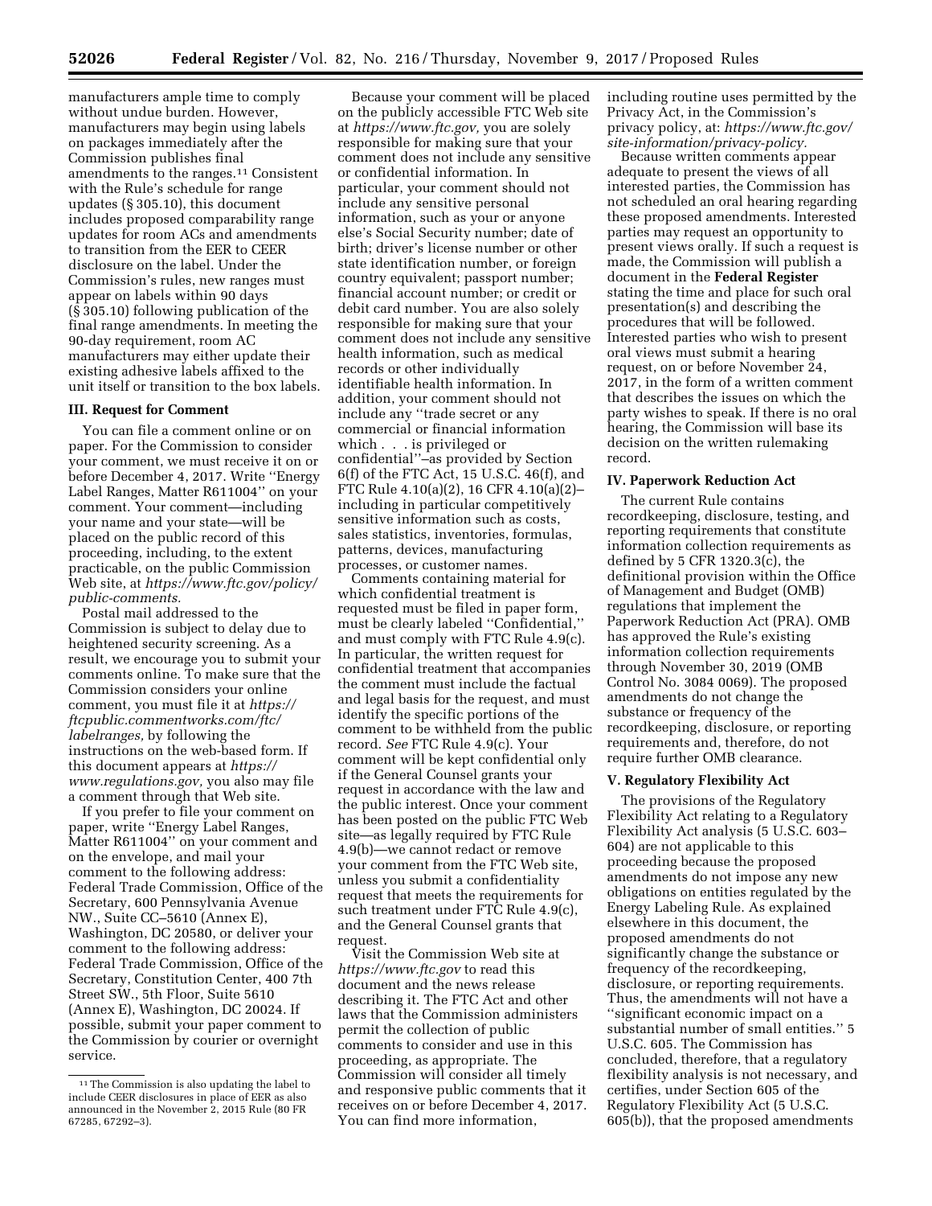manufacturers ample time to comply without undue burden. However, manufacturers may begin using labels on packages immediately after the Commission publishes final amendments to the ranges.[11] Consistent with the Rule's schedule for range updates (§ 305.10), this document includes proposed comparability range updates for room ACs and amendments to transition from the EER to CEER disclosure on the label. Under the Commission's rules, new ranges must appear on labels within 90 days (§ 305.10) following publication of the final range amendments. In meeting the 90-day requirement, room AC manufacturers may either update their existing adhesive labels affixed to the unit itself or transition to the box labels.

### III. Request for Comment

You can file a comment online or on paper. For the Commission to consider your comment, we must receive it on or before December 4, 2017. Write ''Energy Label Ranges, Matter R611004'' on your comment. Your comment—including your name and your state—will be placed on the public record of this proceeding, including, to the extent practicable, on the public Commission Web site, at *https://www.ftc.gov/policy/public-comments.*

Postal mail addressed to the Commission is subject to delay due to heightened security screening. As a result, we encourage you to submit your comments online. To make sure that the Commission considers your online comment, you must file it at *https://ftcpublic.commentworks.com/ftc/labelranges,* by following the instructions on the web-based form. If this document appears at *https://www.regulations.gov,* you also may file a comment through that Web site.

If you prefer to file your comment on paper, write ''Energy Label Ranges, Matter R611004'' on your comment and on the envelope, and mail your comment to the following address: Federal Trade Commission, Office of the Secretary, 600 Pennsylvania Avenue NW., Suite CC–5610 (Annex E), Washington, DC 20580, or deliver your comment to the following address: Federal Trade Commission, Office of the Secretary, Constitution Center, 400 7th Street SW., 5th Floor, Suite 5610 (Annex E), Washington, DC 20024. If possible, submit your paper comment to the Commission by courier or overnight service.

Because your comment will be placed on the publicly accessible FTC Web site at *https://www.ftc.gov,* you are solely responsible for making sure that your comment does not include any sensitive or confidential information. In particular, your comment should not include any sensitive personal information, such as your or anyone else's Social Security number; date of birth; driver's license number or other state identification number, or foreign country equivalent; passport number; financial account number; or credit or debit card number. You are also solely responsible for making sure that your comment does not include any sensitive health information, such as medical records or other individually identifiable health information. In addition, your comment should not include any ''trade secret or any commercial or financial information which . . . is privileged or confidential''–as provided by Section 6(f) of the FTC Act, 15 U.S.C. 46(f), and FTC Rule 4.10(a)(2), 16 CFR 4.10(a)(2)–including in particular competitively sensitive information such as costs, sales statistics, inventories, formulas, patterns, devices, manufacturing processes, or customer names.

Comments containing material for which confidential treatment is requested must be filed in paper form, must be clearly labeled ''Confidential,'' and must comply with FTC Rule 4.9(c). In particular, the written request for confidential treatment that accompanies the comment must include the factual and legal basis for the request, and must identify the specific portions of the comment to be withheld from the public record. *See* FTC Rule 4.9(c). Your comment will be kept confidential only if the General Counsel grants your request in accordance with the law and the public interest. Once your comment has been posted on the public FTC Web site—as legally required by FTC Rule 4.9(b)—we cannot redact or remove your comment from the FTC Web site, unless you submit a confidentiality request that meets the requirements for such treatment under FTC Rule 4.9(c), and the General Counsel grants that request.

Visit the Commission Web site at *https://www.ftc.gov* to read this document and the news release describing it. The FTC Act and other laws that the Commission administers permit the collection of public comments to consider and use in this proceeding, as appropriate. The Commission will consider all timely and responsive public comments that it receives on or before December 4, 2017. You can find more information, including routine uses permitted by the Privacy Act, in the Commission's privacy policy, at: *https://www.ftc.gov/site-information/privacy-policy.*

Because written comments appear adequate to present the views of all interested parties, the Commission has not scheduled an oral hearing regarding these proposed amendments. Interested parties may request an opportunity to present views orally. If such a request is made, the Commission will publish a document in the **Federal Register** stating the time and place for such oral presentation(s) and describing the procedures that will be followed. Interested parties who wish to present oral views must submit a hearing request, on or before November 24, 2017, in the form of a written comment that describes the issues on which the party wishes to speak. If there is no oral hearing, the Commission will base its decision on the written rulemaking record.

### IV. Paperwork Reduction Act

The current Rule contains recordkeeping, disclosure, testing, and reporting requirements that constitute information collection requirements as defined by 5 CFR 1320.3(c), the definitional provision within the Office of Management and Budget (OMB) regulations that implement the Paperwork Reduction Act (PRA). OMB has approved the Rule's existing information collection requirements through November 30, 2019 (OMB Control No. 3084 0069). The proposed amendments do not change the substance or frequency of the recordkeeping, disclosure, or reporting requirements and, therefore, do not require further OMB clearance.

### V. Regulatory Flexibility Act

The provisions of the Regulatory Flexibility Act relating to a Regulatory Flexibility Act analysis (5 U.S.C. 603–604) are not applicable to this proceeding because the proposed amendments do not impose any new obligations on entities regulated by the Energy Labeling Rule. As explained elsewhere in this document, the proposed amendments do not significantly change the substance or frequency of the recordkeeping, disclosure, or reporting requirements. Thus, the amendments will not have a ''significant economic impact on a substantial number of small entities.'' 5 U.S.C. 605. The Commission has concluded, therefore, that a regulatory flexibility analysis is not necessary, and certifies, under Section 605 of the Regulatory Flexibility Act (5 U.S.C. 605(b)), that the proposed amendments

---

[11] The Commission is also updating the label to include CEER disclosures in place of EER as also announced in the November 2, 2015 Rule (80 FR 67285, 67292–3).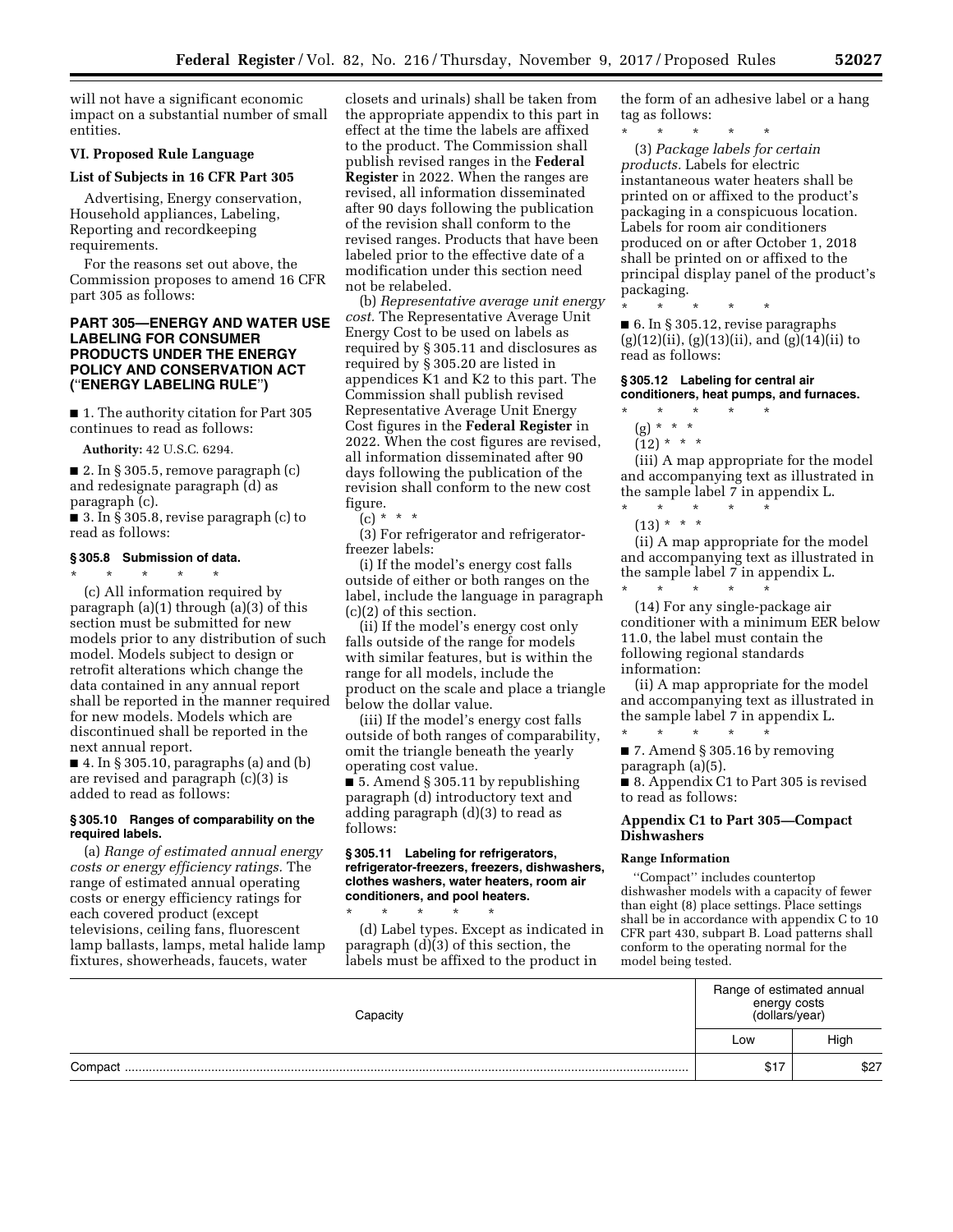will not have a significant economic impact on a substantial number of small entities.

## VI. Proposed Rule Language

### List of Subjects in 16 CFR Part 305

Advertising, Energy conservation, Household appliances, Labeling, Reporting and recordkeeping requirements.

For the reasons set out above, the Commission proposes to amend 16 CFR part 305 as follows:

## PART 305—ENERGY AND WATER USE LABELING FOR CONSUMER PRODUCTS UNDER THE ENERGY POLICY AND CONSERVATION ACT (''ENERGY LABELING RULE'')

■ 1. The authority citation for Part 305 continues to read as follows:

**Authority:** 42 U.S.C. 6294.

■ 2. In § 305.5, remove paragraph (c) and redesignate paragraph (d) as paragraph (c).

■ 3. In § 305.8, revise paragraph (c) to read as follows:

### § 305.8 Submission of data.

\* \* \* \* \*

(c) All information required by paragraph (a)(1) through (a)(3) of this section must be submitted for new models prior to any distribution of such model. Models subject to design or retrofit alterations which change the data contained in any annual report shall be reported in the manner required for new models. Models which are discontinued shall be reported in the next annual report.

■ 4. In § 305.10, paragraphs (a) and (b) are revised and paragraph (c)(3) is added to read as follows:

### § 305.10 Ranges of comparability on the required labels.

(a) *Range of estimated annual energy costs or energy efficiency ratings.* The range of estimated annual operating costs or energy efficiency ratings for each covered product (except televisions, ceiling fans, fluorescent lamp ballasts, lamps, metal halide lamp fixtures, showerheads, faucets, water closets and urinals) shall be taken from the appropriate appendix to this part in effect at the time the labels are affixed to the product. The Commission shall publish revised ranges in the **Federal Register** in 2022. When the ranges are revised, all information disseminated after 90 days following the publication of the revision shall conform to the revised ranges. Products that have been labeled prior to the effective date of a modification under this section need not be relabeled.

(b) *Representative average unit energy cost.* The Representative Average Unit Energy Cost to be used on labels as required by § 305.11 and disclosures as required by § 305.20 are listed in appendices K1 and K2 to this part. The Commission shall publish revised Representative Average Unit Energy Cost figures in the **Federal Register** in 2022. When the cost figures are revised, all information disseminated after 90 days following the publication of the revision shall conform to the new cost figure.

(c) \* \* \*

(3) For refrigerator and refrigerator-freezer labels:

(i) If the model's energy cost falls outside of either or both ranges on the label, include the language in paragraph (c)(2) of this section.

(ii) If the model's energy cost only falls outside of the range for models with similar features, but is within the range for all models, include the product on the scale and place a triangle below the dollar value.

(iii) If the model's energy cost falls outside of both ranges of comparability, omit the triangle beneath the yearly operating cost value.

■ 5. Amend § 305.11 by republishing paragraph (d) introductory text and adding paragraph (d)(3) to read as follows:

### § 305.11 Labeling for refrigerators, refrigerator-freezers, freezers, dishwashers, clothes washers, water heaters, room air conditioners, and pool heaters.

\* \* \* \* \*

(d) Label types. Except as indicated in paragraph (d)(3) of this section, the labels must be affixed to the product in the form of an adhesive label or a hang tag as follows:

\* \* \* \* \*

(3) *Package labels for certain products.* Labels for electric instantaneous water heaters shall be printed on or affixed to the product's packaging in a conspicuous location. Labels for room air conditioners produced on or after October 1, 2018 shall be printed on or affixed to the principal display panel of the product's packaging.

\* \* \* \* \*

■ 6. In § 305.12, revise paragraphs (g)(12)(ii), (g)(13)(ii), and (g)(14)(ii) to read as follows:

### § 305.12 Labeling for central air conditioners, heat pumps, and furnaces.

\* \* \* \* \*

(g) \* \* \*

(12) \* \* \*

(iii) A map appropriate for the model and accompanying text as illustrated in the sample label 7 in appendix L.

\* \* \* \* \*

(13) \* \* \*

(ii) A map appropriate for the model and accompanying text as illustrated in the sample label 7 in appendix L.

\* \* \* \* \*

(14) For any single-package air conditioner with a minimum EER below 11.0, the label must contain the following regional standards information:

(ii) A map appropriate for the model and accompanying text as illustrated in the sample label 7 in appendix L.

\* \* \* \* \*

■ 7. Amend § 305.16 by removing paragraph (a)(5).

■ 8. Appendix C1 to Part 305 is revised to read as follows:

### Appendix C1 to Part 305—Compact Dishwashers

#### Range Information

''Compact'' includes countertop dishwasher models with a capacity of fewer than eight (8) place settings. Place settings shall be in accordance with appendix C to 10 CFR part 430, subpart B. Load patterns shall conform to the operating normal for the model being tested.

| Capacity | Range of estimated annual energy costs (dollars/year) | |
|---|---|---|
| | Low | High |
| Compact | $17 | $27 |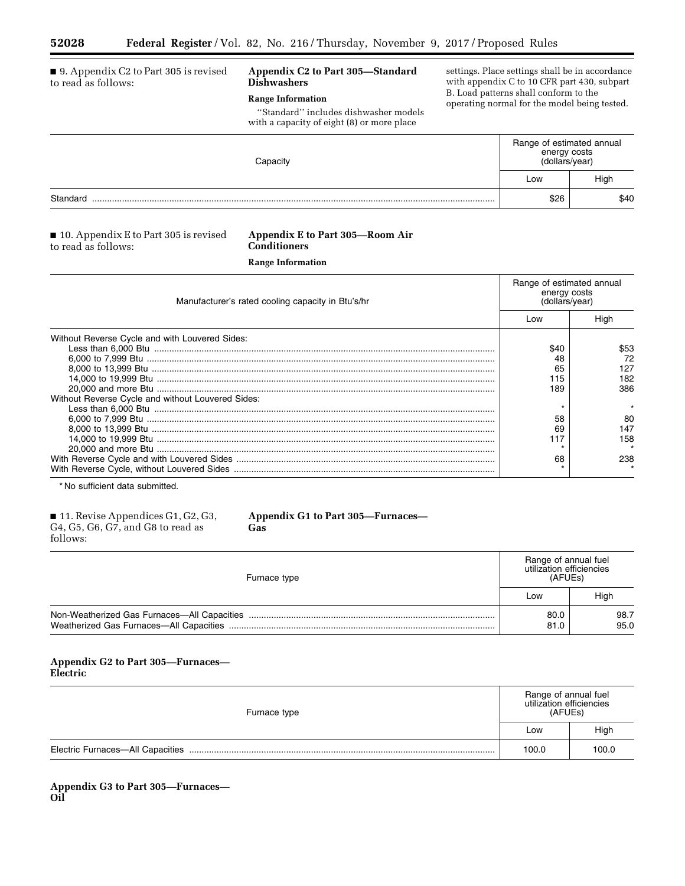■ 9. Appendix C2 to Part 305 is revised to read as follows:

## Appendix C2 to Part 305—Standard Dishwashers

### Range Information

"Standard" includes dishwasher models with a capacity of eight (8) or more place settings. Place settings shall be in accordance with appendix C to 10 CFR part 430, subpart B. Load patterns shall conform to the operating normal for the model being tested.

| Capacity | Range of estimated annual energy costs (dollars/year) | |
|---|---|---|
| | Low | High |
| Standard | $26 | $40 |

■ 10. Appendix E to Part 305 is revised to read as follows:

## Appendix E to Part 305—Room Air Conditioners

### Range Information

| Manufacturer's rated cooling capacity in Btu's/hr | Range of estimated annual energy costs (dollars/year) | |
|---|---|---|
| | Low | High |
| Without Reverse Cycle and with Louvered Sides: | | |
| Less than 6,000 Btu | $40 | $53 |
| 6,000 to 7,999 Btu | 48 | 72 |
| 8,000 to 13,999 Btu | 65 | 127 |
| 14,000 to 19,999 Btu | 115 | 182 |
| 20,000 and more Btu | 189 | 386 |
| Without Reverse Cycle and without Louvered Sides: | | |
| Less than 6,000 Btu | * | * |
| 6,000 to 7,999 Btu | 58 | 80 |
| 8,000 to 13,999 Btu | 69 | 147 |
| 14,000 to 19,999 Btu | 117 | 158 |
| 20,000 and more Btu | * | * |
| With Reverse Cycle and with Louvered Sides | 68 | 238 |
| With Reverse Cycle, without Louvered Sides | * | * |

* No sufficient data submitted.

■ 11. Revise Appendices G1, G2, G3, G4, G5, G6, G7, and G8 to read as follows:

## Appendix G1 to Part 305—Furnaces—Gas

| Furnace type | Range of annual fuel utilization efficiencies (AFUEs) | |
|---|---|---|
| | Low | High |
| Non-Weatherized Gas Furnaces—All Capacities | 80.0 | 98.7 |
| Weatherized Gas Furnaces—All Capacities | 81.0 | 95.0 |

## Appendix G2 to Part 305—Furnaces—Electric

| Furnace type | Range of annual fuel utilization efficiencies (AFUEs) | |
|---|---|---|
| | Low | High |
| Electric Furnaces—All Capacities | 100.0 | 100.0 |

## Appendix G3 to Part 305—Furnaces—Oil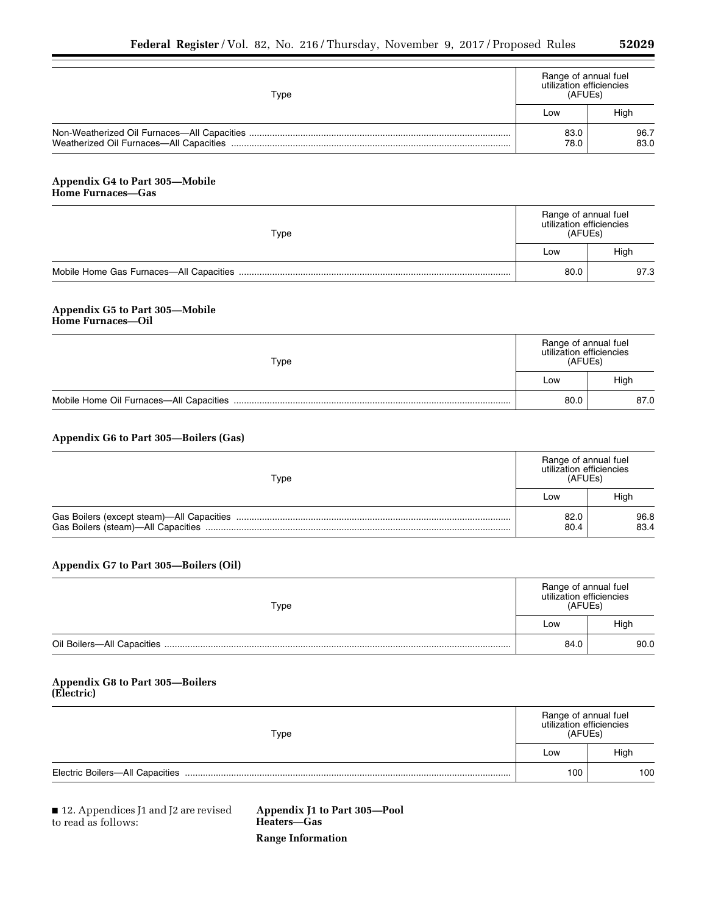| Type | Range of annual fuel utilization efficiencies (AFUEs) | |
|---|---|---|
| | Low | High |
| Non-Weatherized Oil Furnaces—All Capacities | 83.0 | 96.7 |
| Weatherized Oil Furnaces—All Capacities | 78.0 | 83.0 |

### Appendix G4 to Part 305—Mobile Home Furnaces—Gas

| Type | Range of annual fuel utilization efficiencies (AFUEs) | |
|---|---|---|
| | Low | High |
| Mobile Home Gas Furnaces—All Capacities | 80.0 | 97.3 |

### Appendix G5 to Part 305—Mobile Home Furnaces—Oil

| Type | Range of annual fuel utilization efficiencies (AFUEs) | |
|---|---|---|
| | Low | High |
| Mobile Home Oil Furnaces—All Capacities | 80.0 | 87.0 |

### Appendix G6 to Part 305—Boilers (Gas)

| Type | Range of annual fuel utilization efficiencies (AFUEs) | |
|---|---|---|
| | Low | High |
| Gas Boilers (except steam)—All Capacities | 82.0 | 96.8 |
| Gas Boilers (steam)—All Capacities | 80.4 | 83.4 |

### Appendix G7 to Part 305—Boilers (Oil)

| Type | Range of annual fuel utilization efficiencies (AFUEs) | |
|---|---|---|
| | Low | High |
| Oil Boilers—All Capacities | 84.0 | 90.0 |

### Appendix G8 to Part 305—Boilers (Electric)

| Type | Range of annual fuel utilization efficiencies (AFUEs) | |
|---|---|---|
| | Low | High |
| Electric Boilers—All Capacities | 100 | 100 |

■ 12. Appendices J1 and J2 are revised to read as follows:

### Appendix J1 to Part 305—Pool Heaters—Gas

**Range Information**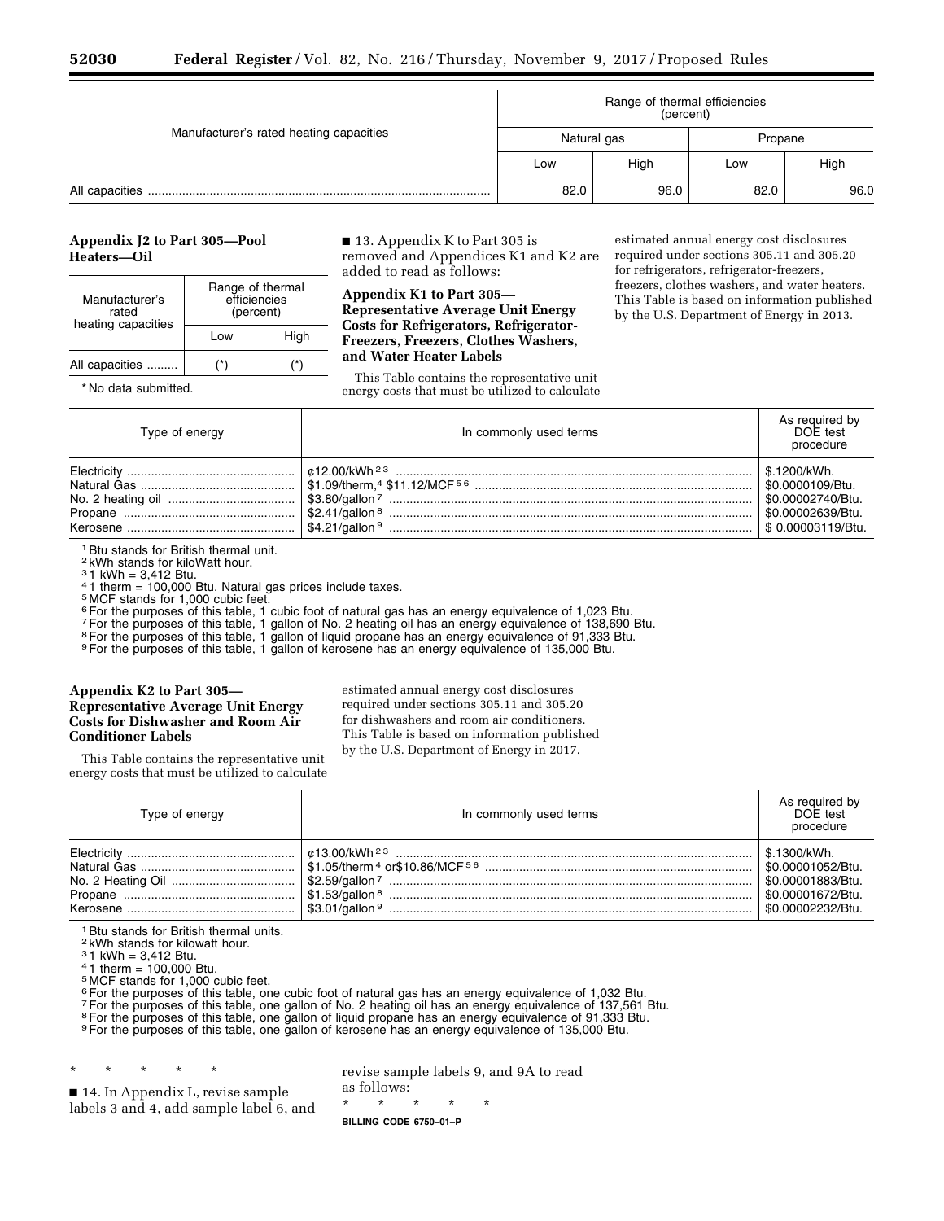| Manufacturer's rated heating capacities | Range of thermal efficiencies (percent) | | | |
|---|---|---|---|---|
| | Natural gas | | Propane | |
| | Low | High | Low | High |
| All capacities | 82.0 | 96.0 | 82.0 | 96.0 |

## Appendix J2 to Part 305—Pool Heaters—Oil

| Manufacturer's rated heating capacities | Range of thermal efficiencies (percent) | |
|---|---|---|
| | Low | High |
| All capacities | (*) | (*) |

* No data submitted.

■ 13. Appendix K to Part 305 is removed and Appendices K1 and K2 are added to read as follows:

## Appendix K1 to Part 305—Representative Average Unit Energy Costs for Refrigerators, Refrigerator-Freezers, Freezers, Clothes Washers, and Water Heater Labels

This Table contains the representative unit energy costs that must be utilized to calculate estimated annual energy cost disclosures required under sections 305.11 and 305.20 for refrigerators, refrigerator-freezers, freezers, clothes washers, and water heaters. This Table is based on information published by the U.S. Department of Energy in 2013.

| Type of energy | In commonly used terms | As required by DOE test procedure |
|---|---|---|
| Electricity | ¢12.00/kWh [2] [3] | $.1200/kWh. |
| Natural Gas | $1.09/therm,[4] $11.12/MCF [5] [6] | $0.0000109/Btu. |
| No. 2 heating oil | $3.80/gallon [7] | $0.00002740/Btu. |
| Propane | $2.41/gallon [8] | $0.00002639/Btu. |
| Kerosene | $4.21/gallon [9] | $ 0.00003119/Btu. |

[1] Btu stands for British thermal unit.
[2] kWh stands for kiloWatt hour.
[3] 1 kWh = 3,412 Btu.
[4] 1 therm = 100,000 Btu. Natural gas prices include taxes.
[5] MCF stands for 1,000 cubic feet.
[6] For the purposes of this table, 1 cubic foot of natural gas has an energy equivalence of 1,023 Btu.
[7] For the purposes of this table, 1 gallon of No. 2 heating oil has an energy equivalence of 138,690 Btu.
[8] For the purposes of this table, 1 gallon of liquid propane has an energy equivalence of 91,333 Btu.
[9] For the purposes of this table, 1 gallon of kerosene has an energy equivalence of 135,000 Btu.

## Appendix K2 to Part 305—Representative Average Unit Energy Costs for Dishwasher and Room Air Conditioner Labels

This Table contains the representative unit energy costs that must be utilized to calculate estimated annual energy cost disclosures required under sections 305.11 and 305.20 for dishwashers and room air conditioners. This Table is based on information published by the U.S. Department of Energy in 2017.

| Type of energy | In commonly used terms | As required by DOE test procedure |
|---|---|---|
| Electricity | ¢13.00/kWh [2] [3] | $.1300/kWh. |
| Natural Gas | $1.05/therm [4] or$10.86/MCF [5] [6] | $0.00001052/Btu. |
| No. 2 Heating Oil | $2.59/gallon [7] | $0.00001883/Btu. |
| Propane | $1.53/gallon [8] | $0.00001672/Btu. |
| Kerosene | $3.01/gallon [9] | $0.00002232/Btu. |

[1] Btu stands for British thermal units.
[2] kWh stands for kilowatt hour.
[3] 1 kWh = 3,412 Btu.
[4] 1 therm = 100,000 Btu.
[5] MCF stands for 1,000 cubic feet.
[6] For the purposes of this table, one cubic foot of natural gas has an energy equivalence of 1,032 Btu.
[7] For the purposes of this table, one gallon of No. 2 heating oil has an energy equivalence of 137,561 Btu.
[8] For the purposes of this table, one gallon of liquid propane has an energy equivalence of 91,333 Btu.
[9] For the purposes of this table, one gallon of kerosene has an energy equivalence of 135,000 Btu.

\* \* \* \* \*

■ 14. In Appendix L, revise sample labels 3 and 4, add sample label 6, and revise sample labels 9, and 9A to read as follows:

\* \* \* \* \*

BILLING CODE 6750–01–P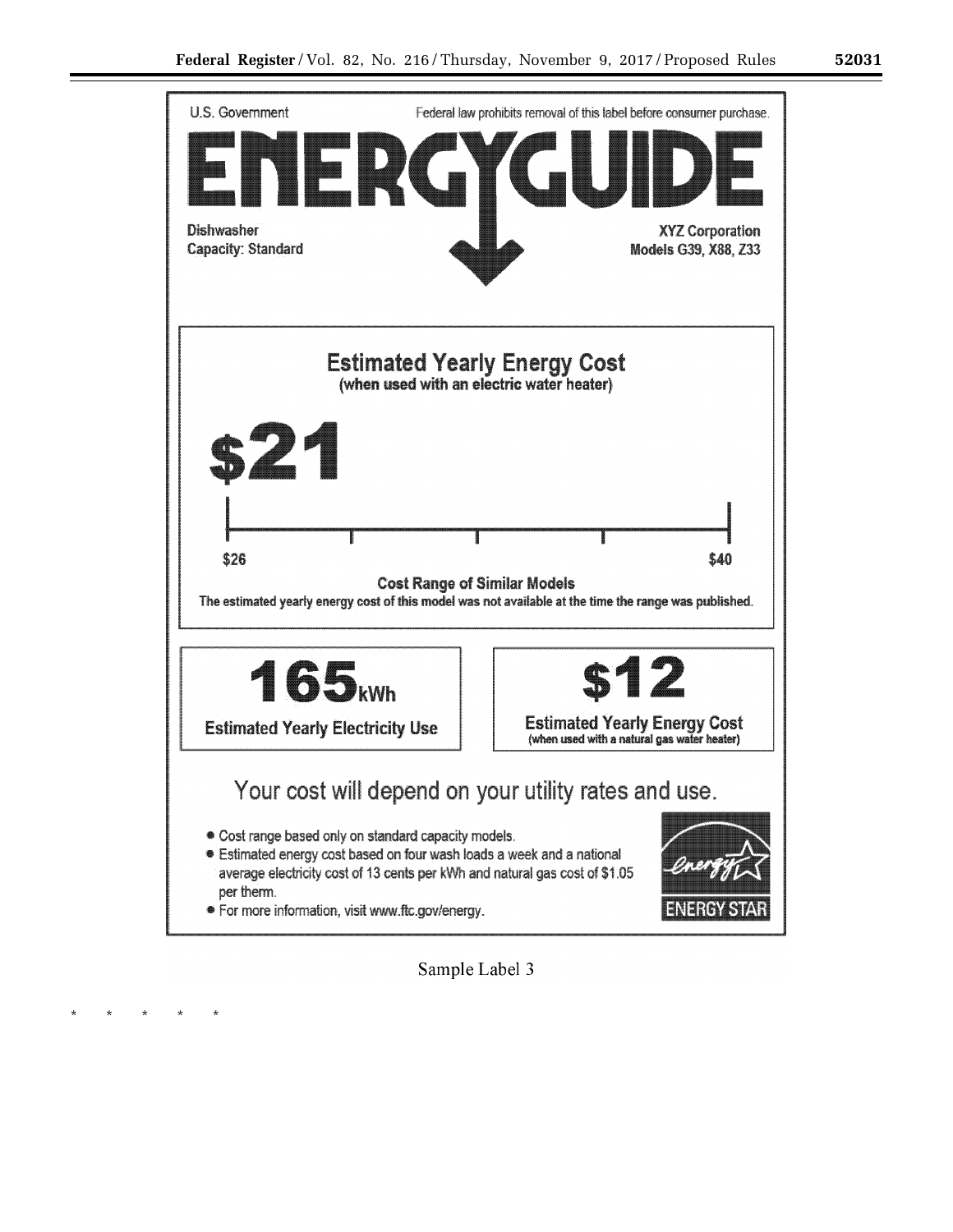U.S. Government

Federal law prohibits removal of this label before consumer purchase.

# ENERGYGUIDE

Dishwasher
Capacity: Standard

XYZ Corporation
Models G39, X88, Z33

## Estimated Yearly Energy Cost
(when used with an electric water heater)

**$21**

$26 — $40

**Cost Range of Similar Models**

The estimated yearly energy cost of this model was not available at the time the range was published.

**165** kWh
Estimated Yearly Electricity Use

**$12**
Estimated Yearly Energy Cost
(when used with a natural gas water heater)

Your cost will depend on your utility rates and use.

- Cost range based only on standard capacity models.
- Estimated energy cost based on four wash loads a week and a national average electricity cost of 13 cents per kWh and natural gas cost of $1.05 per therm.
- For more information, visit www.ftc.gov/energy.

ENERGY STAR

Sample Label 3

* * * * *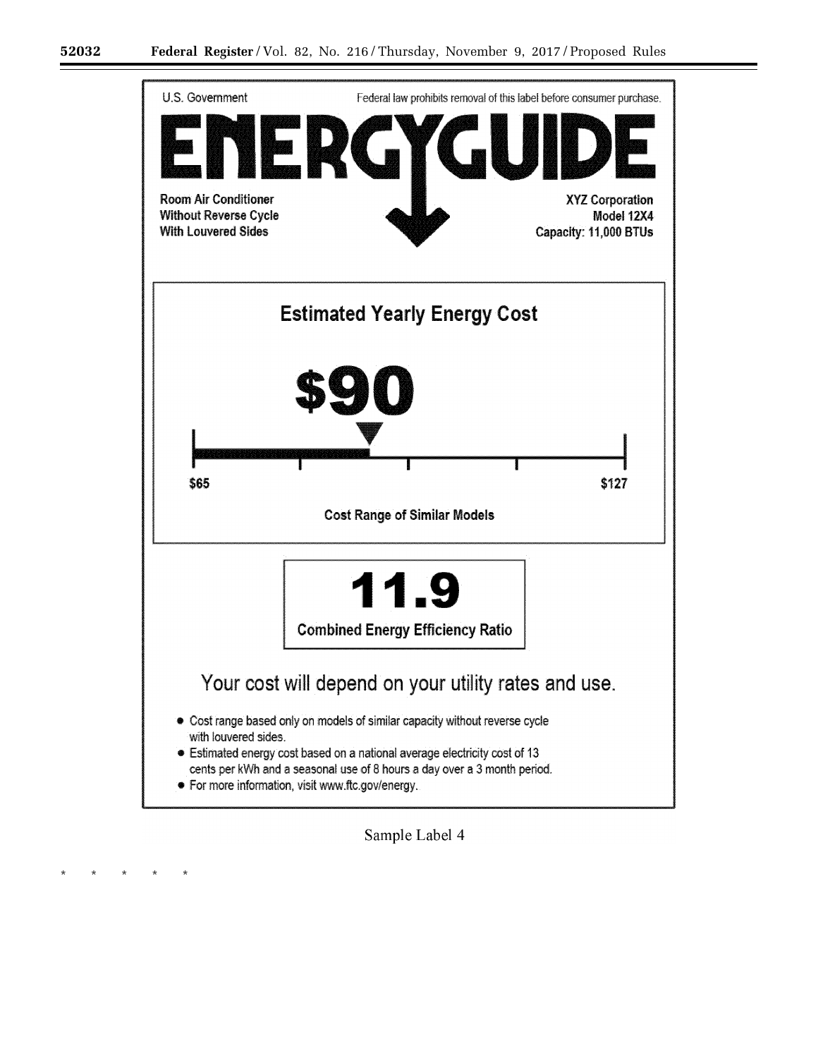U.S. Government

Federal law prohibits removal of this label before consumer purchase.

# ENERGYGUIDE

Room Air Conditioner
Without Reverse Cycle
With Louvered Sides

XYZ Corporation
Model 12X4
Capacity: 11,000 BTUs

## Estimated Yearly Energy Cost

# $90

$65 — $127

Cost Range of Similar Models

# 11.9

Combined Energy Efficiency Ratio

## Your cost will depend on your utility rates and use.

- Cost range based only on models of similar capacity without reverse cycle with louvered sides.
- Estimated energy cost based on a national average electricity cost of 13 cents per kWh and a seasonal use of 8 hours a day over a 3 month period.
- For more information, visit www.ftc.gov/energy.

Sample Label 4

* * * * *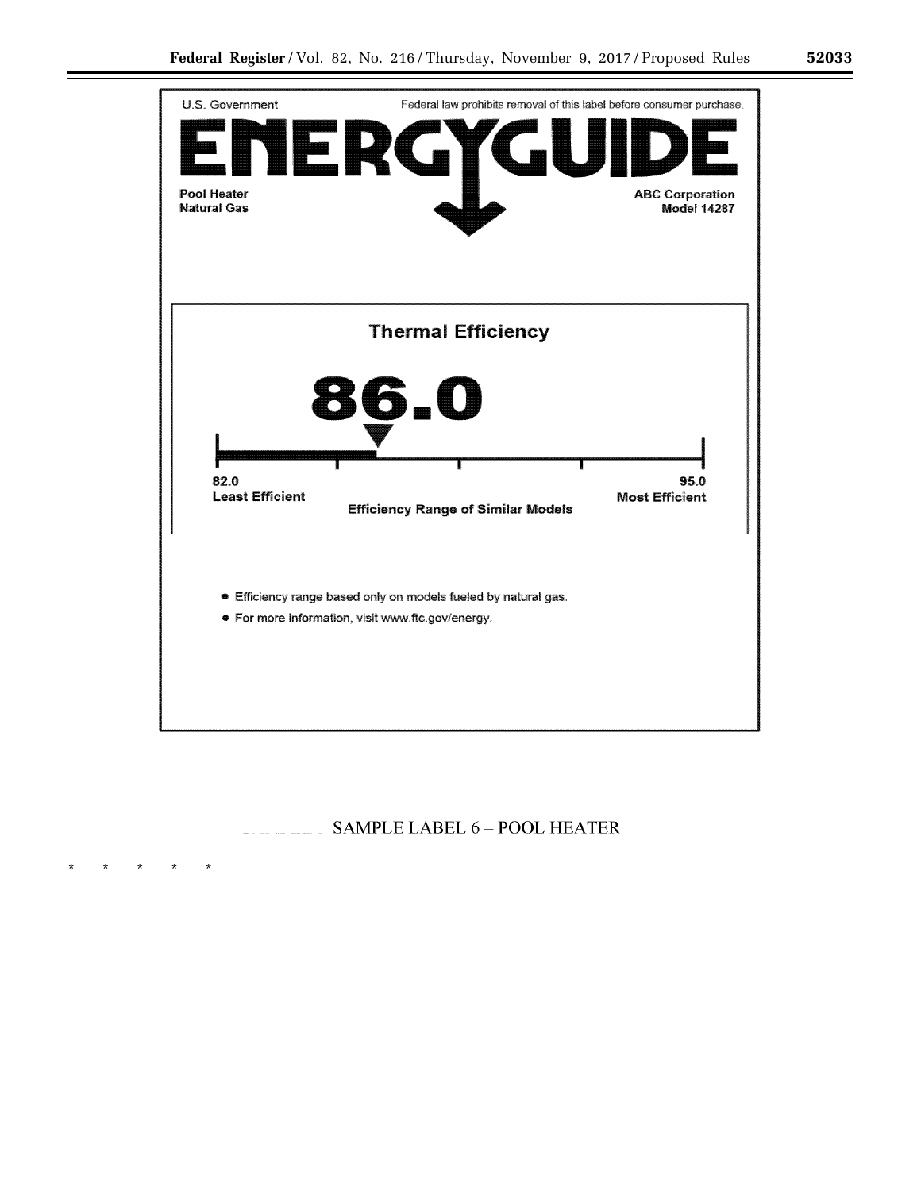U.S. Government

Federal law prohibits removal of this label before consumer purchase.

# ENERGYGUIDE

**Pool Heater**
**Natural Gas**

**ABC Corporation**
**Model 14287**

**Thermal Efficiency**

**86.0**

**82.0**
**Least Efficient**

**95.0**
**Most Efficient**

**Efficiency Range of Similar Models**

- Efficiency range based only on models fueled by natural gas.
- For more information, visit www.ftc.gov/energy.

SAMPLE LABEL 6 – POOL HEATER

\* \* \* \* \*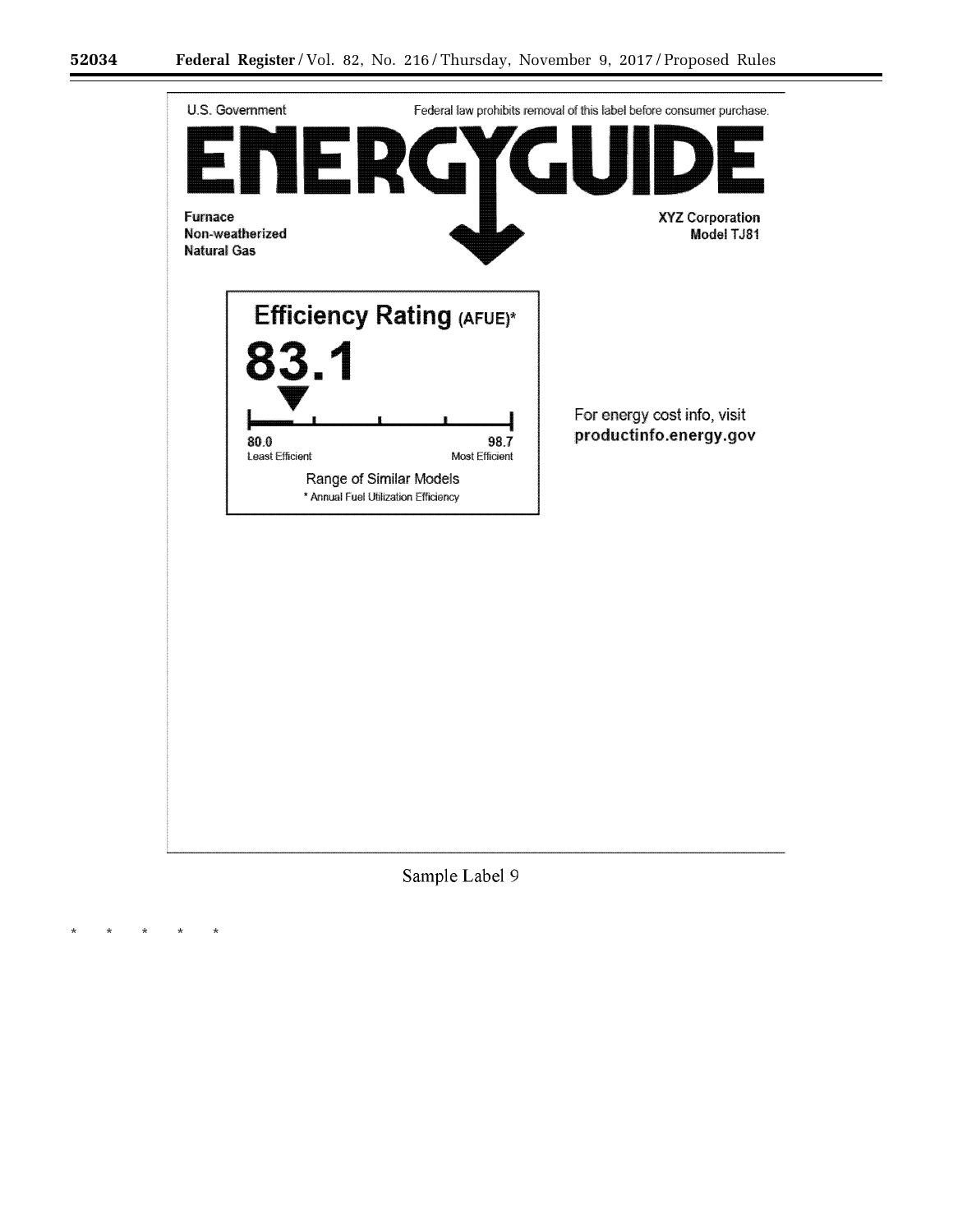U.S. Government

Federal law prohibits removal of this label before consumer purchase.

# ENERGYGUIDE

**Furnace**
**Non-weatherized**
**Natural Gas**

**XYZ Corporation**
**Model TJ81**

**Efficiency Rating** (AFUE)*

**83.1**

80.0 Least Efficient — 98.7 Most Efficient

Range of Similar Models

* Annual Fuel Utilization Efficiency

For energy cost info, visit **productinfo.energy.gov**

Sample Label 9

* * * * *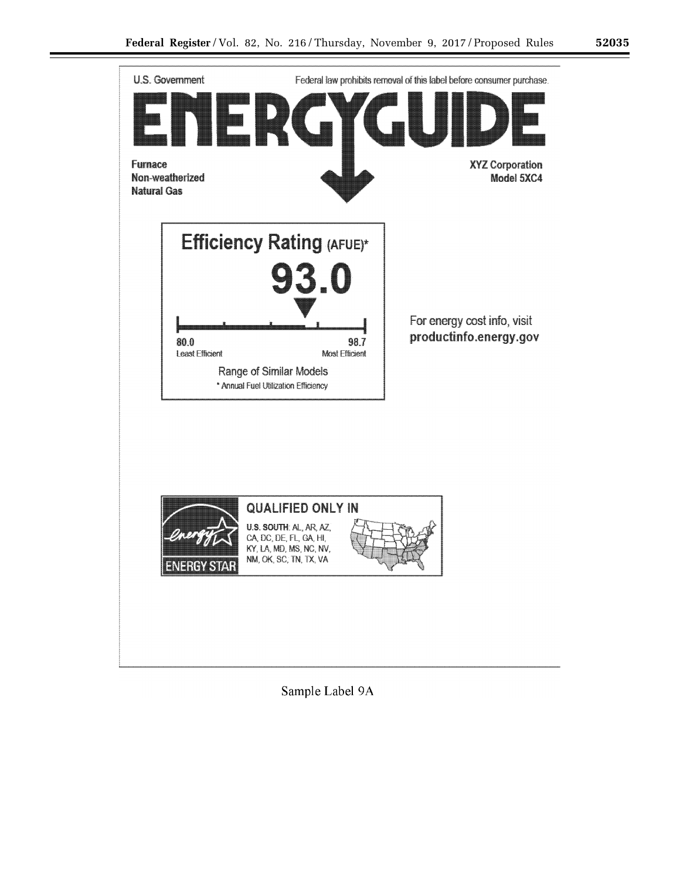U.S. Government

Federal law prohibits removal of this label before consumer purchase.

# ENERGYGUIDE

Furnace
Non-weatherized
Natural Gas

XYZ Corporation
Model 5XC4

**Efficiency Rating (AFUE)***

**93.0**

80.0 Least Efficient — 98.7 Most Efficient

Range of Similar Models

* Annual Fuel Utilization Efficiency

For energy cost info, visit **productinfo.energy.gov**

ENERGY STAR

**QUALIFIED ONLY IN**

**U.S. SOUTH**: AL, AR, AZ, CA, DC, DE, FL, GA, HI, KY, LA, MD, MS, NC, NV, NM, OK, SC, TN, TX, VA

Sample Label 9A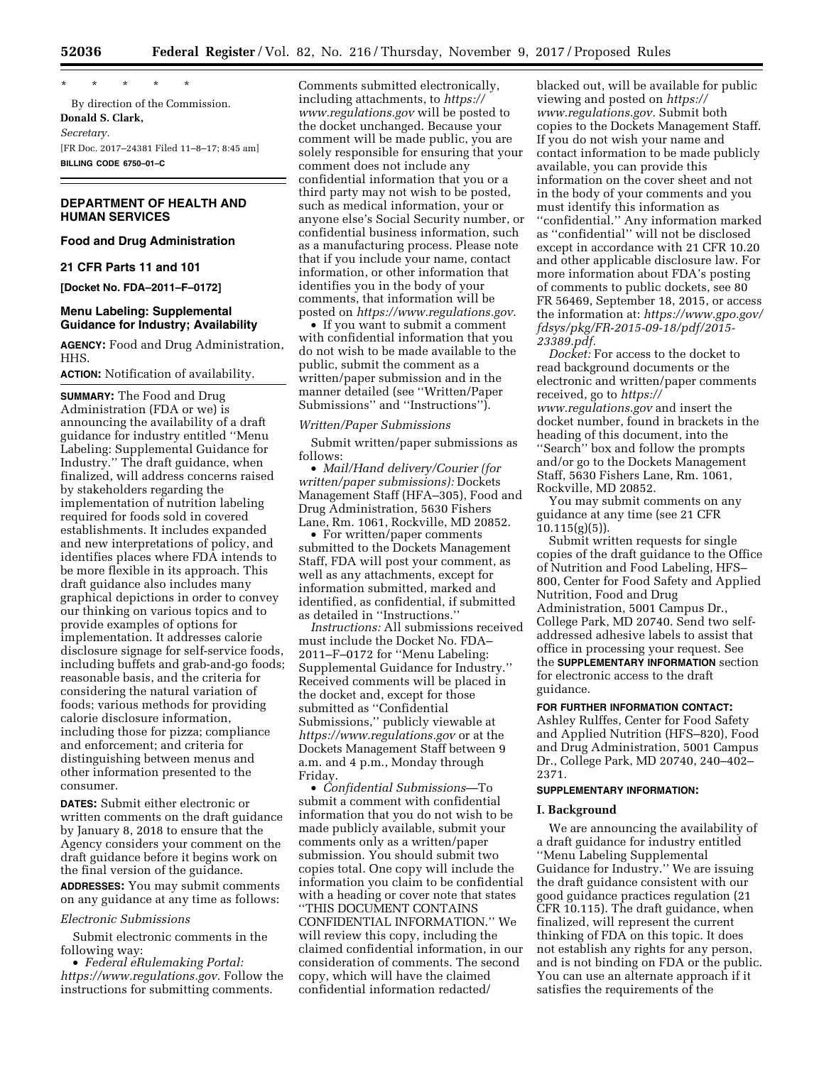\* \* \* \* \*

By direction of the Commission.

**Donald S. Clark,**

*Secretary.*

[FR Doc. 2017–24381 Filed 11–8–17; 8:45 am]

**BILLING CODE 6750–01–C**

## DEPARTMENT OF HEALTH AND HUMAN SERVICES

### Food and Drug Administration

### 21 CFR Parts 11 and 101

**[Docket No. FDA–2011–F–0172]**

### Menu Labeling: Supplemental Guidance for Industry; Availability

**AGENCY:** Food and Drug Administration, HHS.

**ACTION:** Notification of availability.

**SUMMARY:** The Food and Drug Administration (FDA or we) is announcing the availability of a draft guidance for industry entitled ''Menu Labeling: Supplemental Guidance for Industry.'' The draft guidance, when finalized, will address concerns raised by stakeholders regarding the implementation of nutrition labeling required for foods sold in covered establishments. It includes expanded and new interpretations of policy, and identifies places where FDA intends to be more flexible in its approach. This draft guidance also includes many graphical depictions in order to convey our thinking on various topics and to provide examples of options for implementation. It addresses calorie disclosure signage for self-service foods, including buffets and grab-and-go foods; reasonable basis, and the criteria for considering the natural variation of foods; various methods for providing calorie disclosure information, including those for pizza; compliance and enforcement; and criteria for distinguishing between menus and other information presented to the consumer.

**DATES:** Submit either electronic or written comments on the draft guidance by January 8, 2018 to ensure that the Agency considers your comment on the draft guidance before it begins work on the final version of the guidance.

**ADDRESSES:** You may submit comments on any guidance at any time as follows:

*Electronic Submissions*

Submit electronic comments in the following way:

- *Federal eRulemaking Portal: https://www.regulations.gov.* Follow the instructions for submitting comments. Comments submitted electronically, including attachments, to *https://www.regulations.gov* will be posted to the docket unchanged. Because your comment will be made public, you are solely responsible for ensuring that your comment does not include any confidential information that you or a third party may not wish to be posted, such as medical information, your or anyone else's Social Security number, or confidential business information, such as a manufacturing process. Please note that if you include your name, contact information, or other information that identifies you in the body of your comments, that information will be posted on *https://www.regulations.gov.*
- If you want to submit a comment with confidential information that you do not wish to be made available to the public, submit the comment as a written/paper submission and in the manner detailed (see ''Written/Paper Submissions'' and ''Instructions'').

*Written/Paper Submissions*

Submit written/paper submissions as follows:

- *Mail/Hand delivery/Courier (for written/paper submissions):* Dockets Management Staff (HFA–305), Food and Drug Administration, 5630 Fishers Lane, Rm. 1061, Rockville, MD 20852.
- For written/paper comments submitted to the Dockets Management Staff, FDA will post your comment, as well as any attachments, except for information submitted, marked and identified, as confidential, if submitted as detailed in ''Instructions.''

*Instructions:* All submissions received must include the Docket No. FDA–2011–F–0172 for ''Menu Labeling: Supplemental Guidance for Industry.'' Received comments will be placed in the docket and, except for those submitted as ''Confidential Submissions,'' publicly viewable at *https://www.regulations.gov* or at the Dockets Management Staff between 9 a.m. and 4 p.m., Monday through Friday.

- *Confidential Submissions*—To submit a comment with confidential information that you do not wish to be made publicly available, submit your comments only as a written/paper submission. You should submit two copies total. One copy will include the information you claim to be confidential with a heading or cover note that states ''THIS DOCUMENT CONTAINS CONFIDENTIAL INFORMATION.'' We will review this copy, including the claimed confidential information, in our consideration of comments. The second copy, which will have the claimed confidential information redacted/blacked out, will be available for public viewing and posted on *https://www.regulations.gov.* Submit both copies to the Dockets Management Staff. If you do not wish your name and contact information to be made publicly available, you can provide this information on the cover sheet and not in the body of your comments and you must identify this information as ''confidential.'' Any information marked as ''confidential'' will not be disclosed except in accordance with 21 CFR 10.20 and other applicable disclosure law. For more information about FDA's posting of comments to public dockets, see 80 FR 56469, September 18, 2015, or access the information at: *https://www.gpo.gov/fdsys/pkg/FR-2015-09-18/pdf/2015-23389.pdf.*

*Docket:* For access to the docket to read background documents or the electronic and written/paper comments received, go to *https://www.regulations.gov* and insert the docket number, found in brackets in the heading of this document, into the ''Search'' box and follow the prompts and/or go to the Dockets Management Staff, 5630 Fishers Lane, Rm. 1061, Rockville, MD 20852.

You may submit comments on any guidance at any time (see 21 CFR 10.115(g)(5)).

Submit written requests for single copies of the draft guidance to the Office of Nutrition and Food Labeling, HFS–800, Center for Food Safety and Applied Nutrition, Food and Drug Administration, 5001 Campus Dr., College Park, MD 20740. Send two self-addressed adhesive labels to assist that office in processing your request. See the **SUPPLEMENTARY INFORMATION** section for electronic access to the draft guidance.

**FOR FURTHER INFORMATION CONTACT:** Ashley Rulffes, Center for Food Safety and Applied Nutrition (HFS–820), Food and Drug Administration, 5001 Campus Dr., College Park, MD 20740, 240–402–2371.

**SUPPLEMENTARY INFORMATION:**

**I. Background**

We are announcing the availability of a draft guidance for industry entitled ''Menu Labeling Supplemental Guidance for Industry.'' We are issuing the draft guidance consistent with our good guidance practices regulation (21 CFR 10.115). The draft guidance, when finalized, will represent the current thinking of FDA on this topic. It does not establish any rights for any person, and is not binding on FDA or the public. You can use an alternate approach if it satisfies the requirements of the